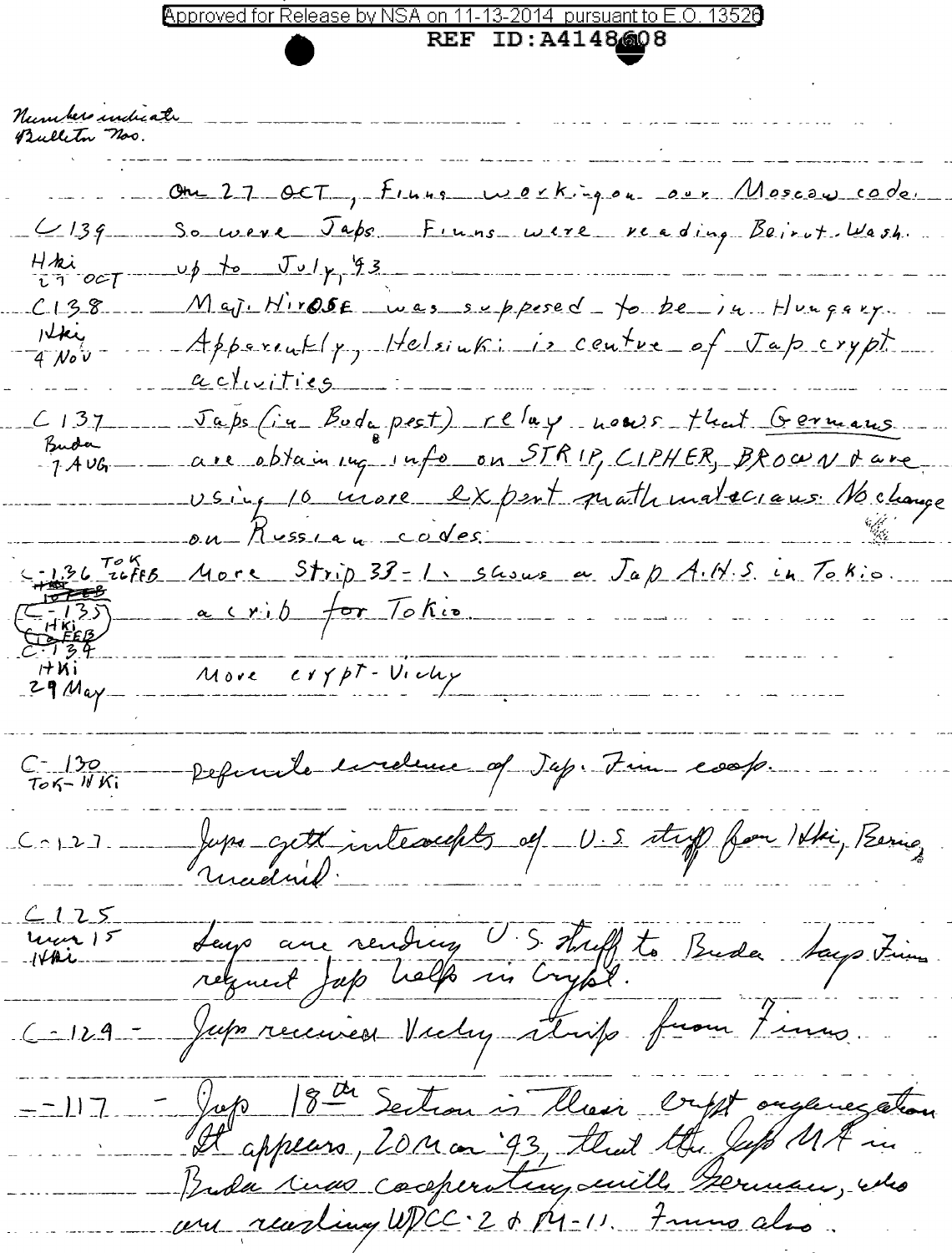Approved for Release by NSA on 11-13-2014 pursuant to E.O. 13526

REF ID:A4148608

Numbers indicate Bulletin Nos.

| | |
|---|---|
| | On 27 OCT, Finns working on our Moscow code. |
| C139 Hki 27 OCT | So were Japs. Finns were reading Beirut. Wash. up to July, '43 |
| C138 Hki 4 Nov | Maj. HIROSE was supposed to be in Hungary. Apparently, Helsinki is centre of Jap crypt activities |
| C137 Buda 7 AUG | Japs (in Budapest) relay news that Germans are obtaining info on STRIP, CIPHER, BROWN & are using 10 more expert mathematicians. No change on Russian codes. |
| C-136 TOK 26 FEB | More Strip 33-1 shows a Jap A.N.S. in Tokio. |
| C-135 Hki 10 FEB | a crib for Tokio. |
| C-134 Hki 29 May | More crypt - Vichy |
| C-130 TOK-HKi | Definite evidence of Jap. Finn coop. |
| C-127 | Japs get intercepts of U.S. stuff from Hki, Berne, Madrid. |
| C125 Mar 15 Hki | Says are sending U.S. stuff to Buda. Says Finns request Jap help in Crypt. |
| C-129 | Japs received Vichy strips from Finns. |
| -117 | Jap 18th Section is their crypt organization. It appears, 20 Mar '43, that the Jap MA in Buda was cooperating with Germans, who are reading WDCC-2 & M-11. Finns also. |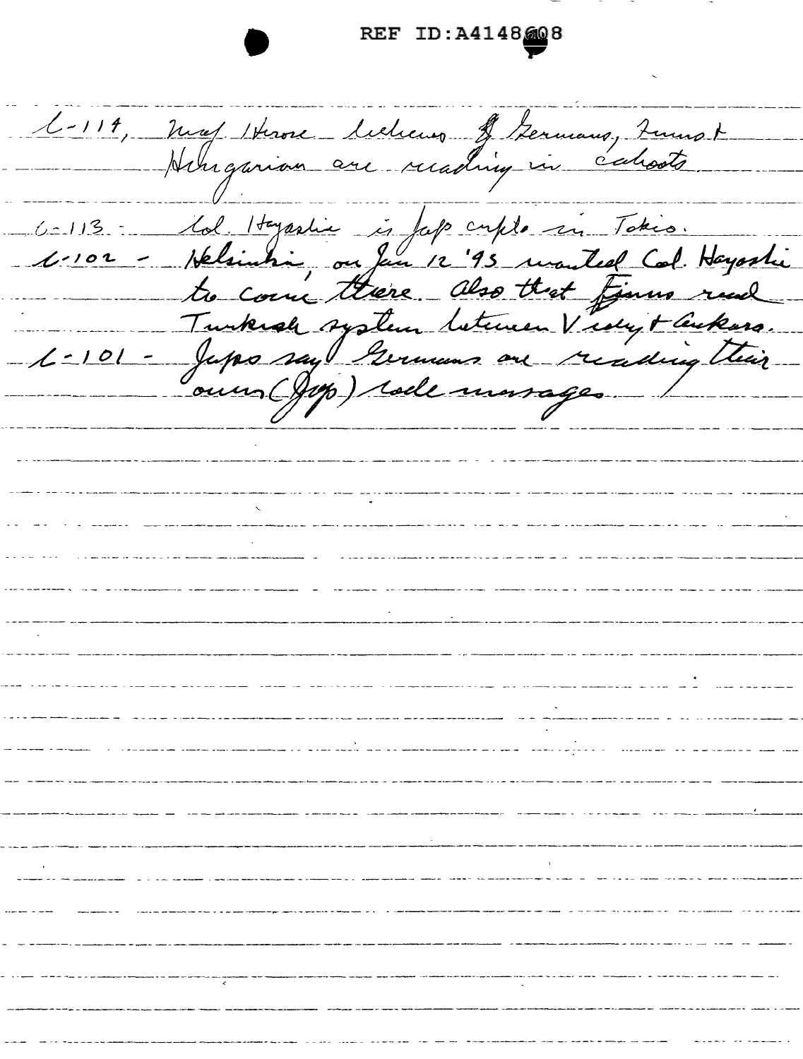REF ID:A4148608

C-114, Maj Horie believes If Germans, Finns & Hungarians are reading in cahoots.

C-113 - Col. Hayashi is Jap crypto in Tokio.

C-102 - Helsinki, on Jan 12 '43 wanted Col. Hayashi to come there. Also that Finns read Turkish system between Vichy & Ankara.

C-101 - Japs say Germans are reading their own (Jap) code messages.